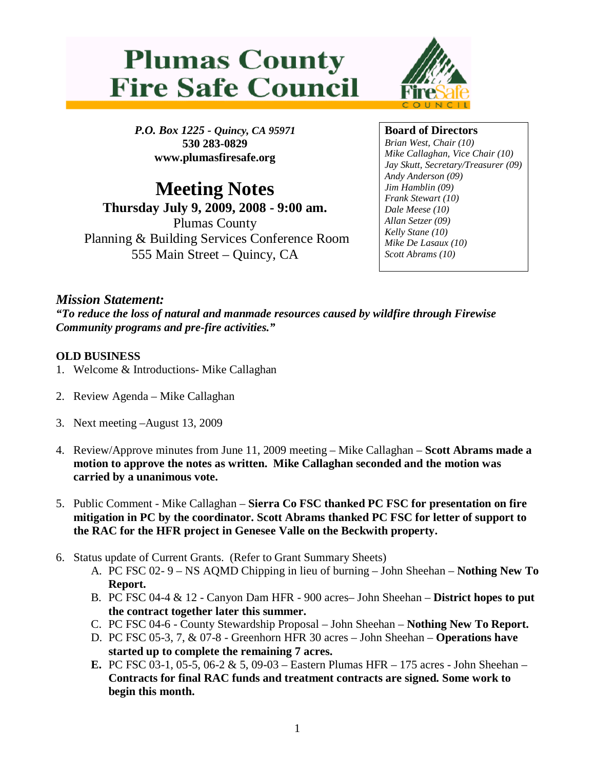# Plumas County Fire Safe Council

*P.O. Box 1225 - Quincy, CA 95971*
**530 283-0829**
**www.plumasfiresafe.org**

**Board of Directors**
*Brian West, Chair (10)*
*Mike Callaghan, Vice Chair (10)*
*Jay Skutt, Secretary/Treasurer (09)*
*Andy Anderson (09)*
*Jim Hamblin (09)*
*Frank Stewart (10)*
*Dale Meese (10)*
*Allan Setzer (09)*
*Kelly Stane (10)*
*Mike De Lasaux (10)*
*Scott Abrams (10)*

## Meeting Notes

**Thursday July 9, 2009, 2008 - 9:00 am.**
Plumas County
Planning & Building Services Conference Room
555 Main Street – Quincy, CA

### *Mission Statement:*

***"To reduce the loss of natural and manmade resources caused by wildfire through Firewise Community programs and pre-fire activities."***

**OLD BUSINESS**

1. Welcome & Introductions- Mike Callaghan
2. Review Agenda – Mike Callaghan
3. Next meeting –August 13, 2009
4. Review/Approve minutes from June 11, 2009 meeting – Mike Callaghan – **Scott Abrams made a motion to approve the notes as written. Mike Callaghan seconded and the motion was carried by a unanimous vote.**
5. Public Comment - Mike Callaghan – **Sierra Co FSC thanked PC FSC for presentation on fire mitigation in PC by the coordinator. Scott Abrams thanked PC FSC for letter of support to the RAC for the HFR project in Genesee Valle on the Beckwith property.**
6. Status update of Current Grants. (Refer to Grant Summary Sheets)
   - A. PC FSC 02- 9 – NS AQMD Chipping in lieu of burning – John Sheehan – **Nothing New To Report.**
   - B. PC FSC 04-4 & 12 - Canyon Dam HFR - 900 acres– John Sheehan – **District hopes to put the contract together later this summer.**
   - C. PC FSC 04-6 - County Stewardship Proposal – John Sheehan – **Nothing New To Report.**
   - D. PC FSC 05-3, 7, & 07-8 - Greenhorn HFR 30 acres – John Sheehan – **Operations have started up to complete the remaining 7 acres.**
   - **E.** PC FSC 03-1, 05-5, 06-2 & 5, 09-03 – Eastern Plumas HFR – 175 acres - John Sheehan – **Contracts for final RAC funds and treatment contracts are signed. Some work to begin this month.**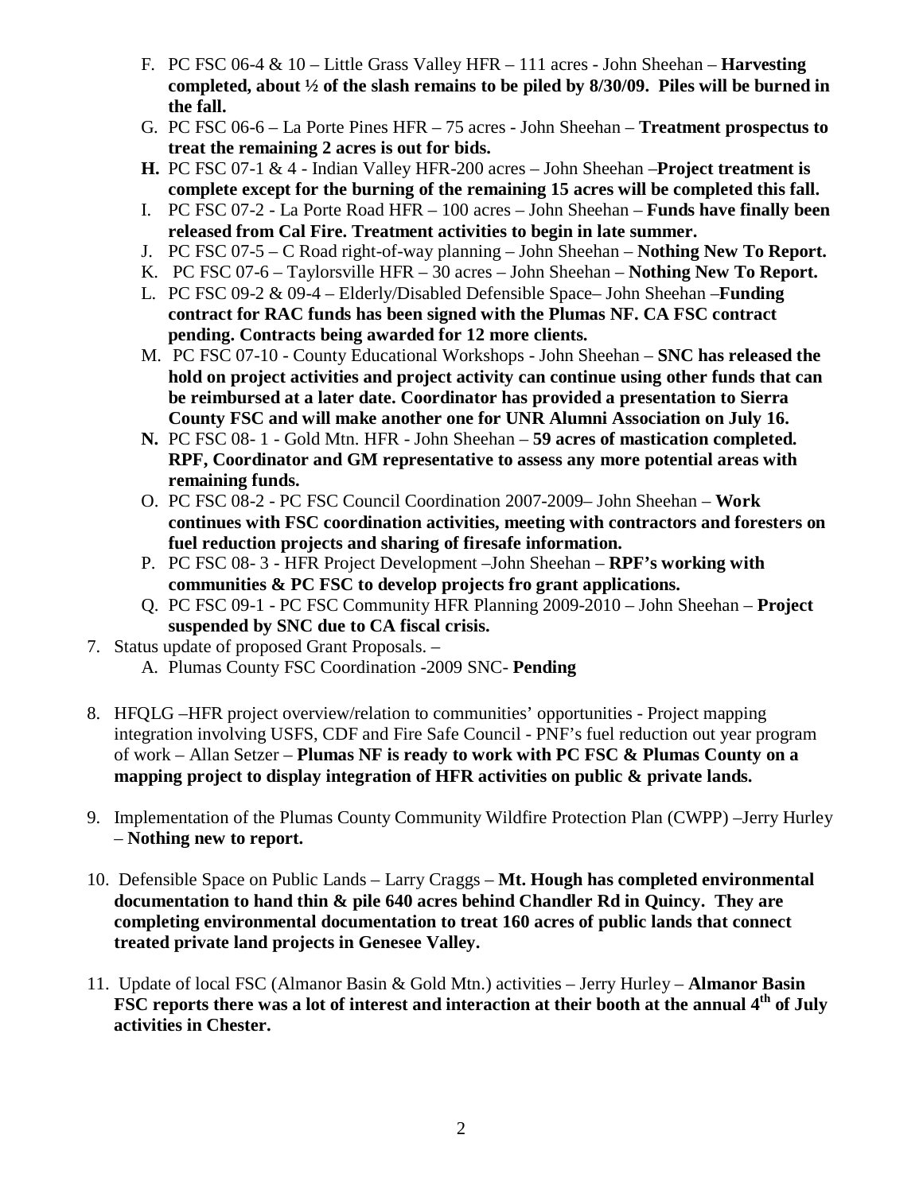F. PC FSC 06-4 & 10 – Little Grass Valley HFR – 111 acres - John Sheehan – **Harvesting completed, about ½ of the slash remains to be piled by 8/30/09. Piles will be burned in the fall.**

G. PC FSC 06-6 – La Porte Pines HFR – 75 acres - John Sheehan – **Treatment prospectus to treat the remaining 2 acres is out for bids.**

**H.** PC FSC 07-1 & 4 - Indian Valley HFR-200 acres – John Sheehan –**Project treatment is complete except for the burning of the remaining 15 acres will be completed this fall.**

I. PC FSC 07-2 - La Porte Road HFR – 100 acres – John Sheehan – **Funds have finally been released from Cal Fire. Treatment activities to begin in late summer.**

J. PC FSC 07-5 – C Road right-of-way planning – John Sheehan – **Nothing New To Report.**

K. PC FSC 07-6 – Taylorsville HFR – 30 acres – John Sheehan – **Nothing New To Report.**

L. PC FSC 09-2 & 09-4 – Elderly/Disabled Defensible Space– John Sheehan –**Funding contract for RAC funds has been signed with the Plumas NF. CA FSC contract pending. Contracts being awarded for 12 more clients.**

M. PC FSC 07-10 - County Educational Workshops - John Sheehan – **SNC has released the hold on project activities and project activity can continue using other funds that can be reimbursed at a later date. Coordinator has provided a presentation to Sierra County FSC and will make another one for UNR Alumni Association on July 16.**

**N.** PC FSC 08- 1 - Gold Mtn. HFR - John Sheehan – **59 acres of mastication completed. RPF, Coordinator and GM representative to assess any more potential areas with remaining funds.**

O. PC FSC 08-2 - PC FSC Council Coordination 2007-2009– John Sheehan – **Work continues with FSC coordination activities, meeting with contractors and foresters on fuel reduction projects and sharing of firesafe information.**

P. PC FSC 08- 3 - HFR Project Development –John Sheehan – **RPF's working with communities & PC FSC to develop projects fro grant applications.**

Q. PC FSC 09-1 - PC FSC Community HFR Planning 2009-2010 – John Sheehan – **Project suspended by SNC due to CA fiscal crisis.**

7. Status update of proposed Grant Proposals. –
   A. Plumas County FSC Coordination -2009 SNC- **Pending**

8. HFQLG –HFR project overview/relation to communities' opportunities - Project mapping integration involving USFS, CDF and Fire Safe Council - PNF's fuel reduction out year program of work – Allan Setzer – **Plumas NF is ready to work with PC FSC & Plumas County on a mapping project to display integration of HFR activities on public & private lands.**

9. Implementation of the Plumas County Community Wildfire Protection Plan (CWPP) –Jerry Hurley – **Nothing new to report.**

10. Defensible Space on Public Lands – Larry Craggs – **Mt. Hough has completed environmental documentation to hand thin & pile 640 acres behind Chandler Rd in Quincy. They are completing environmental documentation to treat 160 acres of public lands that connect treated private land projects in Genesee Valley.**

11. Update of local FSC (Almanor Basin & Gold Mtn.) activities – Jerry Hurley – **Almanor Basin FSC reports there was a lot of interest and interaction at their booth at the annual 4th of July activities in Chester.**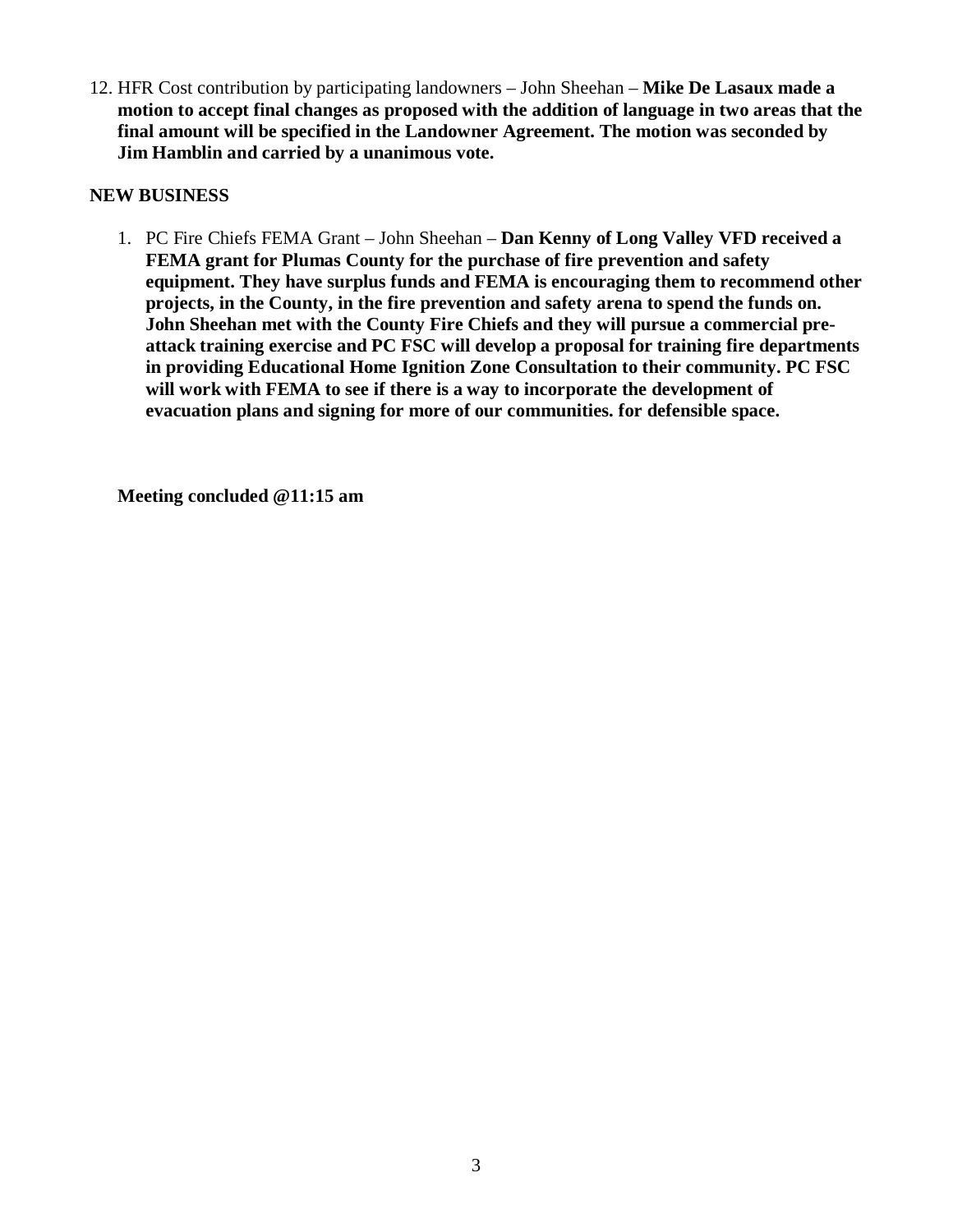12. HFR Cost contribution by participating landowners – John Sheehan – **Mike De Lasaux made a motion to accept final changes as proposed with the addition of language in two areas that the final amount will be specified in the Landowner Agreement. The motion was seconded by Jim Hamblin and carried by a unanimous vote.**

**NEW BUSINESS**

1. PC Fire Chiefs FEMA Grant – John Sheehan – **Dan Kenny of Long Valley VFD received a FEMA grant for Plumas County for the purchase of fire prevention and safety equipment. They have surplus funds and FEMA is encouraging them to recommend other projects, in the County, in the fire prevention and safety arena to spend the funds on. John Sheehan met with the County Fire Chiefs and they will pursue a commercial pre-attack training exercise and PC FSC will develop a proposal for training fire departments in providing Educational Home Ignition Zone Consultation to their community. PC FSC will work with FEMA to see if there is a way to incorporate the development of evacuation plans and signing for more of our communities. for defensible space.**

**Meeting concluded @11:15 am**